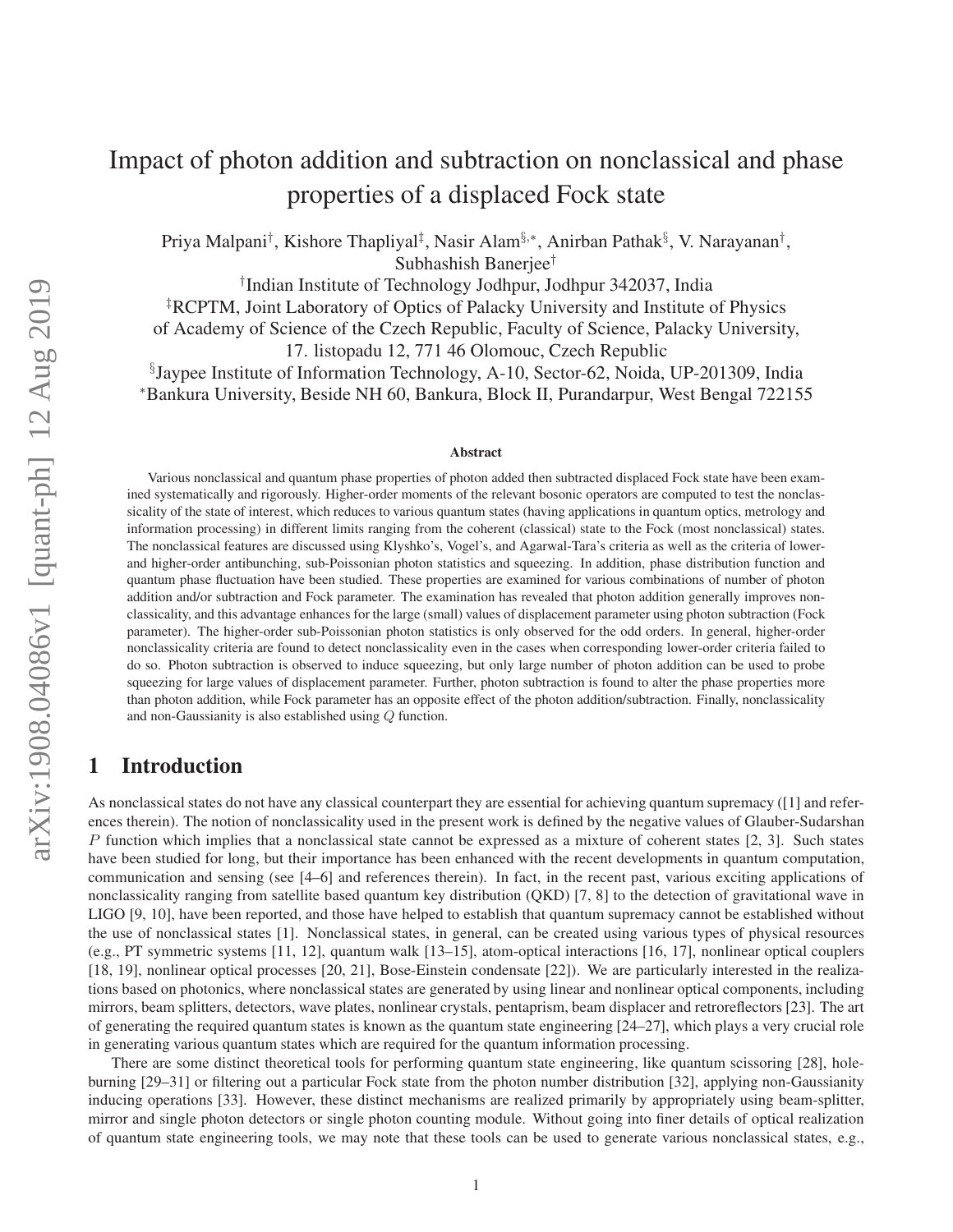# Impact of photon addition and subtraction on nonclassical and phase properties of a displaced Fock state

Priya Malpani[†], Kishore Thapliyal[‡], Nasir Alam[§,*], Anirban Pathak[§], V. Narayanan[†], Subhashish Banerjee[†]

[†]Indian Institute of Technology Jodhpur, Jodhpur 342037, India

[‡]RCPTM, Joint Laboratory of Optics of Palacky University and Institute of Physics of Academy of Science of the Czech Republic, Faculty of Science, Palacky University, 17. listopadu 12, 771 46 Olomouc, Czech Republic

[§]Jaypee Institute of Information Technology, A-10, Sector-62, Noida, UP-201309, India

[*]Bankura University, Beside NH 60, Bankura, Block II, Purandarpur, West Bengal 722155

### Abstract

Various nonclassical and quantum phase properties of photon added then subtracted displaced Fock state have been examined systematically and rigorously. Higher-order moments of the relevant bosonic operators are computed to test the nonclassicality of the state of interest, which reduces to various quantum states (having applications in quantum optics, metrology and information processing) in different limits ranging from the coherent (classical) state to the Fock (most nonclassical) states. The nonclassical features are discussed using Klyshko's, Vogel's, and Agarwal-Tara's criteria as well as the criteria of lower- and higher-order antibunching, sub-Poissonian photon statistics and squeezing. In addition, phase distribution function and quantum phase fluctuation have been studied. These properties are examined for various combinations of number of photon addition and/or subtraction and Fock parameter. The examination has revealed that photon addition generally improves nonclassicality, and this advantage enhances for the large (small) values of displacement parameter using photon subtraction (Fock parameter). The higher-order sub-Poissonian photon statistics is only observed for the odd orders. In general, higher-order nonclassicality criteria are found to detect nonclassicality even in the cases when corresponding lower-order criteria failed to do so. Photon subtraction is observed to induce squeezing, but only large number of photon addition can be used to probe squeezing for large values of displacement parameter. Further, photon subtraction is found to alter the phase properties more than photon addition, while Fock parameter has an opposite effect of the photon addition/subtraction. Finally, nonclassicality and non-Gaussianity is also established using $Q$ function.

## 1 Introduction

As nonclassical states do not have any classical counterpart they are essential for achieving quantum supremacy ([1] and references therein). The notion of nonclassicality used in the present work is defined by the negative values of Glauber-Sudarshan $P$ function which implies that a nonclassical state cannot be expressed as a mixture of coherent states [2, 3]. Such states have been studied for long, but their importance has been enhanced with the recent developments in quantum computation, communication and sensing (see [4–6] and references therein). In fact, in the recent past, various exciting applications of nonclassicality ranging from satellite based quantum key distribution (QKD) [7, 8] to the detection of gravitational wave in LIGO [9, 10], have been reported, and those have helped to establish that quantum supremacy cannot be established without the use of nonclassical states [1]. Nonclassical states, in general, can be created using various types of physical resources (e.g., PT symmetric systems [11, 12], quantum walk [13–15], atom-optical interactions [16, 17], nonlinear optical couplers [18, 19], nonlinear optical processes [20, 21], Bose-Einstein condensate [22]). We are particularly interested in the realizations based on photonics, where nonclassical states are generated by using linear and nonlinear optical components, including mirrors, beam splitters, detectors, wave plates, nonlinear crystals, pentaprism, beam displacer and retroreflectors [23]. The art of generating the required quantum states is known as the quantum state engineering [24–27], which plays a very crucial role in generating various quantum states which are required for the quantum information processing.

There are some distinct theoretical tools for performing quantum state engineering, like quantum scissoring [28], hole-burning [29–31] or filtering out a particular Fock state from the photon number distribution [32], applying non-Gaussianity inducing operations [33]. However, these distinct mechanisms are realized primarily by appropriately using beam-splitter, mirror and single photon detectors or single photon counting module. Without going into finer details of optical realization of quantum state engineering tools, we may note that these tools can be used to generate various nonclassical states, e.g.,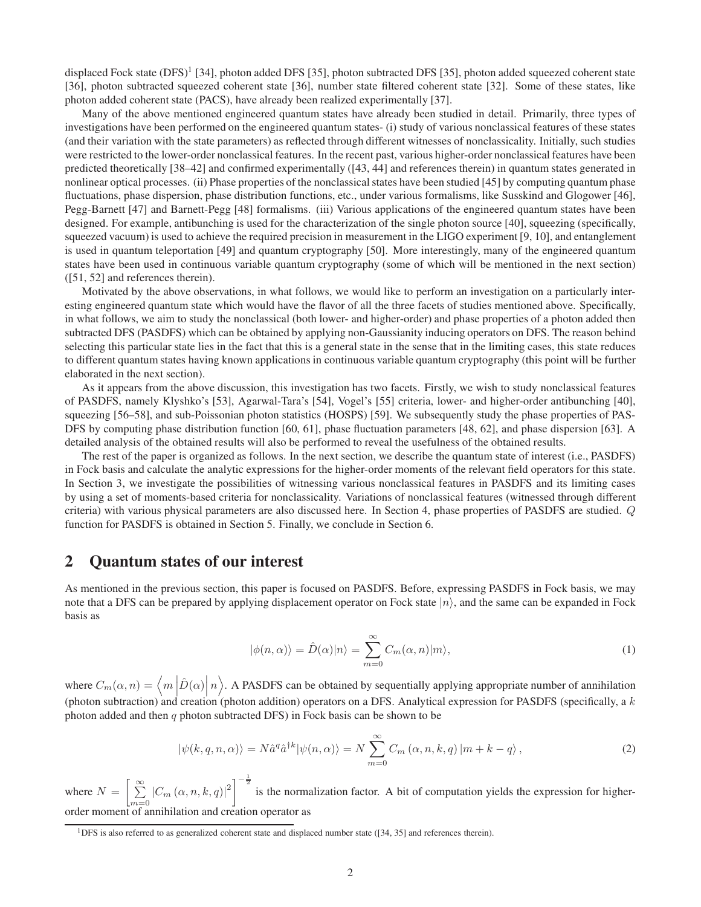displaced Fock state (DFS)[1] [34], photon added DFS [35], photon subtracted DFS [35], photon added squeezed coherent state [36], photon subtracted squeezed coherent state [36], number state filtered coherent state [32]. Some of these states, like photon added coherent state (PACS), have already been realized experimentally [37].

Many of the above mentioned engineered quantum states have already been studied in detail. Primarily, three types of investigations have been performed on the engineered quantum states- (i) study of various nonclassical features of these states (and their variation with the state parameters) as reflected through different witnesses of nonclassicality. Initially, such studies were restricted to the lower-order nonclassical features. In the recent past, various higher-order nonclassical features have been predicted theoretically [38–42] and confirmed experimentally ([43, 44] and references therein) in quantum states generated in nonlinear optical processes. (ii) Phase properties of the nonclassical states have been studied [45] by computing quantum phase fluctuations, phase dispersion, phase distribution functions, etc., under various formalisms, like Susskind and Glogower [46], Pegg-Barnett [47] and Barnett-Pegg [48] formalisms. (iii) Various applications of the engineered quantum states have been designed. For example, antibunching is used for the characterization of the single photon source [40], squeezing (specifically, squeezed vacuum) is used to achieve the required precision in measurement in the LIGO experiment [9, 10], and entanglement is used in quantum teleportation [49] and quantum cryptography [50]. More interestingly, many of the engineered quantum states have been used in continuous variable quantum cryptography (some of which will be mentioned in the next section) ([51, 52] and references therein).

Motivated by the above observations, in what follows, we would like to perform an investigation on a particularly interesting engineered quantum state which would have the flavor of all the three facets of studies mentioned above. Specifically, in what follows, we aim to study the nonclassical (both lower- and higher-order) and phase properties of a photon added then subtracted DFS (PASDFS) which can be obtained by applying non-Gaussianity inducing operators on DFS. The reason behind selecting this particular state lies in the fact that this is a general state in the sense that in the limiting cases, this state reduces to different quantum states having known applications in continuous variable quantum cryptography (this point will be further elaborated in the next section).

As it appears from the above discussion, this investigation has two facets. Firstly, we wish to study nonclassical features of PASDFS, namely Klyshko's [53], Agarwal-Tara's [54], Vogel's [55] criteria, lower- and higher-order antibunching [40], squeezing [56–58], and sub-Poissonian photon statistics (HOSPS) [59]. We subsequently study the phase properties of PASDFS by computing phase distribution function [60, 61], phase fluctuation parameters [48, 62], and phase dispersion [63]. A detailed analysis of the obtained results will also be performed to reveal the usefulness of the obtained results.

The rest of the paper is organized as follows. In the next section, we describe the quantum state of interest (i.e., PASDFS) in Fock basis and calculate the analytic expressions for the higher-order moments of the relevant field operators for this state. In Section 3, we investigate the possibilities of witnessing various nonclassical features in PASDFS and its limiting cases by using a set of moments-based criteria for nonclassicality. Variations of nonclassical features (witnessed through different criteria) with various physical parameters are also discussed here. In Section 4, phase properties of PASDFS are studied. $Q$ function for PASDFS is obtained in Section 5. Finally, we conclude in Section 6.

## 2 Quantum states of our interest

As mentioned in the previous section, this paper is focused on PASDFS. Before, expressing PASDFS in Fock basis, we may note that a DFS can be prepared by applying displacement operator on Fock state $|n\rangle$, and the same can be expanded in Fock basis as

$$|\phi(n,\alpha)\rangle = \hat{D}(\alpha)|n\rangle = \sum_{m=0}^{\infty} C_m(\alpha, n)|m\rangle, \tag{1}$$

where $C_m(\alpha, n) = \left\langle m \left| \hat{D}(\alpha) \right| n \right\rangle$. A PASDFS can be obtained by sequentially applying appropriate number of annihilation (photon subtraction) and creation (photon addition) operators on a DFS. Analytical expression for PASDFS (specifically, a $k$ photon added and then $q$ photon subtracted DFS) in Fock basis can be shown to be

$$|\psi(k,q,n,\alpha)\rangle = N\hat{a}^q\hat{a}^{\dagger k}|\psi(n,\alpha)\rangle = N\sum_{m=0}^{\infty} C_m\left(\alpha, n, k, q\right)|m+k-q\rangle, \tag{2}$$

where $N = \left[\sum\limits_{m=0}^{\infty}\left|C_m\left(\alpha, n, k, q\right)\right|^2\right]^{-\frac{1}{2}}$ is the normalization factor. A bit of computation yields the expression for higher-order moment of annihilation and creation operator as

[1] DFS is also referred to as generalized coherent state and displaced number state ([34, 35] and references therein).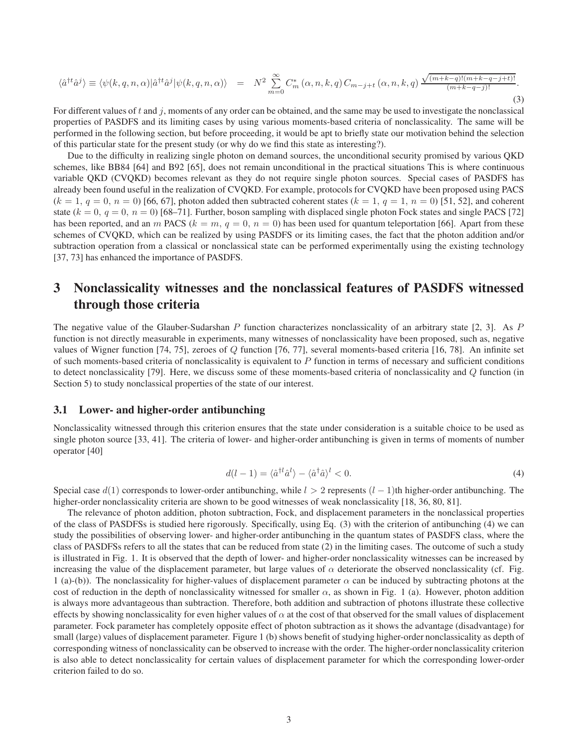$$\langle\hat{a}^{\dagger t}\hat{a}^{j}\rangle \equiv \langle\psi(k,q,n,\alpha)|\hat{a}^{\dagger t}\hat{a}^{j}|\psi(k,q,n,\alpha)\rangle = N^{2}\sum_{m=0}^{\infty}C_{m}^{*}\left(\alpha,n,k,q\right)C_{m-j+t}\left(\alpha,n,k,q\right)\frac{\sqrt{(m+k-q)!(m+k-q-j+t)!}}{(m+k-q-j)!}. \tag{3}$$

For different values of $t$ and $j$, moments of any order can be obtained, and the same may be used to investigate the nonclassical properties of PASDFS and its limiting cases by using various moments-based criteria of nonclassicality. The same will be performed in the following section, but before proceeding, it would be apt to briefly state our motivation behind the selection of this particular state for the present study (or why do we find this state as interesting?).

Due to the difficulty in realizing single photon on demand sources, the unconditional security promised by various QKD schemes, like BB84 [64] and B92 [65], does not remain unconditional in the practical situations This is where continuous variable QKD (CVQKD) becomes relevant as they do not require single photon sources. Special cases of PASDFS has already been found useful in the realization of CVQKD. For example, protocols for CVQKD have been proposed using PACS ($k=1$, $q=0$, $n=0$) [66, 67], photon added then subtracted coherent states ($k=1$, $q=1$, $n=0$) [51, 52], and coherent state ($k=0$, $q=0$, $n=0$) [68–71]. Further, boson sampling with displaced single photon Fock states and single PACS [72] has been reported, and an $m$ PACS ($k=m$, $q=0$, $n=0$) has been used for quantum teleportation [66]. Apart from these schemes of CVQKD, which can be realized by using PASDFS or its limiting cases, the fact that the photon addition and/or subtraction operation from a classical or nonclassical state can be performed experimentally using the existing technology [37, 73] has enhanced the importance of PASDFS.

# 3 Nonclassicality witnesses and the nonclassical features of PASDFS witnessed through those criteria

The negative value of the Glauber-Sudarshan $P$ function characterizes nonclassicality of an arbitrary state [2, 3]. As $P$ function is not directly measurable in experiments, many witnesses of nonclassicality have been proposed, such as, negative values of Wigner function [74, 75], zeroes of $Q$ function [76, 77], several moments-based criteria [16, 78]. An infinite set of such moments-based criteria of nonclassicality is equivalent to $P$ function in terms of necessary and sufficient conditions to detect nonclassicality [79]. Here, we discuss some of these moments-based criteria of nonclassicality and $Q$ function (in Section 5) to study nonclassical properties of the state of our interest.

## 3.1 Lower- and higher-order antibunching

Nonclassicality witnessed through this criterion ensures that the state under consideration is a suitable choice to be used as single photon source [33, 41]. The criteria of lower- and higher-order antibunching is given in terms of moments of number operator [40]

$$d(l-1)=\langle\hat{a}^{\dagger l}\hat{a}^{l}\rangle-\langle\hat{a}^{\dagger}\hat{a}\rangle^{l}<0. \tag{4}$$

Special case $d(1)$ corresponds to lower-order antibunching, while $l>2$ represents $(l-1)$th higher-order antibunching. The higher-order nonclassicality criteria are shown to be good witnesses of weak nonclassicality [18, 36, 80, 81].

The relevance of photon addition, photon subtraction, Fock, and displacement parameters in the nonclassical properties of the class of PASDFSs is studied here rigorously. Specifically, using Eq. (3) with the criterion of antibunching (4) we can study the possibilities of observing lower- and higher-order antibunching in the quantum states of PASDFS class, where the class of PASDFSs refers to all the states that can be reduced from state (2) in the limiting cases. The outcome of such a study is illustrated in Fig. 1. It is observed that the depth of lower- and higher-order nonclassicality witnesses can be increased by increasing the value of the displacement parameter, but large values of $\alpha$ deteriorate the observed nonclassicality (cf. Fig. 1 (a)-(b)). The nonclassicality for higher-values of displacement parameter $\alpha$ can be induced by subtracting photons at the cost of reduction in the depth of nonclassicality witnessed for smaller $\alpha$, as shown in Fig. 1 (a). However, photon addition is always more advantageous than subtraction. Therefore, both addition and subtraction of photons illustrate these collective effects by showing nonclassicality for even higher values of $\alpha$ at the cost of that observed for the small values of displacement parameter. Fock parameter has completely opposite effect of photon subtraction as it shows the advantage (disadvantage) for small (large) values of displacement parameter. Figure 1 (b) shows benefit of studying higher-order nonclassicality as depth of corresponding witness of nonclassicality can be observed to increase with the order. The higher-order nonclassicality criterion is also able to detect nonclassicality for certain values of displacement parameter for which the corresponding lower-order criterion failed to do so.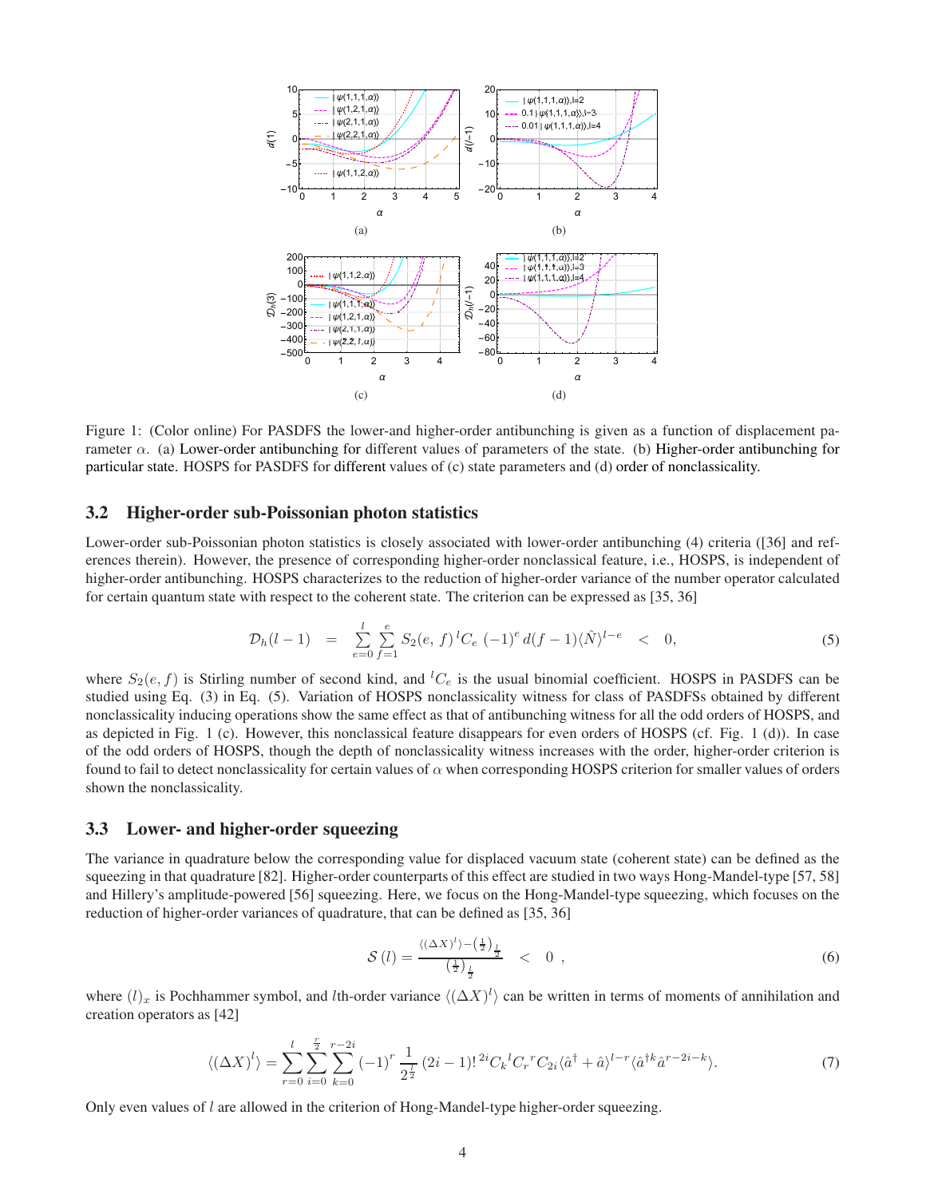Figure 1: (Color online) For PASDFS the lower-and higher-order antibunching is given as a function of displacement parameter $\alpha$. (a) Lower-order antibunching for different values of parameters of the state. (b) Higher-order antibunching for particular state. HOSPS for PASDFS for different values of (c) state parameters and (d) order of nonclassicality.

### 3.2 Higher-order sub-Poissonian photon statistics

Lower-order sub-Poissonian photon statistics is closely associated with lower-order antibunching (4) criteria ([36] and references therein). However, the presence of corresponding higher-order nonclassical feature, i.e., HOSPS, is independent of higher-order antibunching. HOSPS characterizes to the reduction of higher-order variance of the number operator calculated for certain quantum state with respect to the coherent state. The criterion can be expressed as [35, 36]

$$\mathcal{D}_h(l-1) \quad = \quad \sum_{e=0}^{l}\sum_{f=1}^{e} S_2(e,\,f)\,{}^lC_e\,(-1)^e\,d(f-1)\langle\hat{N}\rangle^{l-e} \quad < \quad 0, \tag{5}$$

where $S_2(e,\,f)$ is Stirling number of second kind, and ${}^lC_e$ is the usual binomial coefficient. HOSPS in PASDFS can be studied using Eq. (3) in Eq. (5). Variation of HOSPS nonclassicality witness for class of PASDFSs obtained by different nonclassicality inducing operations show the same effect as that of antibunching witness for all the odd orders of HOSPS, and as depicted in Fig. 1 (c). However, this nonclassical feature disappears for even orders of HOSPS (cf. Fig. 1 (d)). In case of the odd orders of HOSPS, though the depth of nonclassicality witness increases with the order, higher-order criterion is found to fail to detect nonclassicality for certain values of $\alpha$ when corresponding HOSPS criterion for smaller values of orders shown the nonclassicality.

### 3.3 Lower- and higher-order squeezing

The variance in quadrature below the corresponding value for displaced vacuum state (coherent state) can be defined as the squeezing in that quadrature [82]. Higher-order counterparts of this effect are studied in two ways Hong-Mandel-type [57, 58] and Hillery's amplitude-powered [56] squeezing. Here, we focus on the Hong-Mandel-type squeezing, which focuses on the reduction of higher-order variances of quadrature, that can be defined as [35, 36]

$$\mathcal{S}\left(l\right) = \frac{\langle(\Delta X)^l\rangle - \left(\frac{1}{2}\right)_{\frac{l}{2}}}{\left(\frac{1}{2}\right)_{\frac{l}{2}}} \quad < \quad 0\ , \tag{6}$$

where $(l)_x$ is Pochhammer symbol, and $l$th-order variance $\langle(\Delta X)^l\rangle$ can be written in terms of moments of annihilation and creation operators as [42]

$$\langle(\Delta X)^l\rangle = \sum_{r=0}^{l}\sum_{i=0}^{\frac{r}{2}}\sum_{k=0}^{r-2i}(-1)^r\,\frac{1}{2^{\frac{l}{2}}}\,(2i-1)!\,{}^{2i}C_k\,{}^lC_r\,{}^rC_{2i}\langle\hat{a}^\dagger+\hat{a}\rangle^{l-r}\langle\hat{a}^{\dagger k}\hat{a}^{r-2i-k}\rangle. \tag{7}$$

Only even values of $l$ are allowed in the criterion of Hong-Mandel-type higher-order squeezing.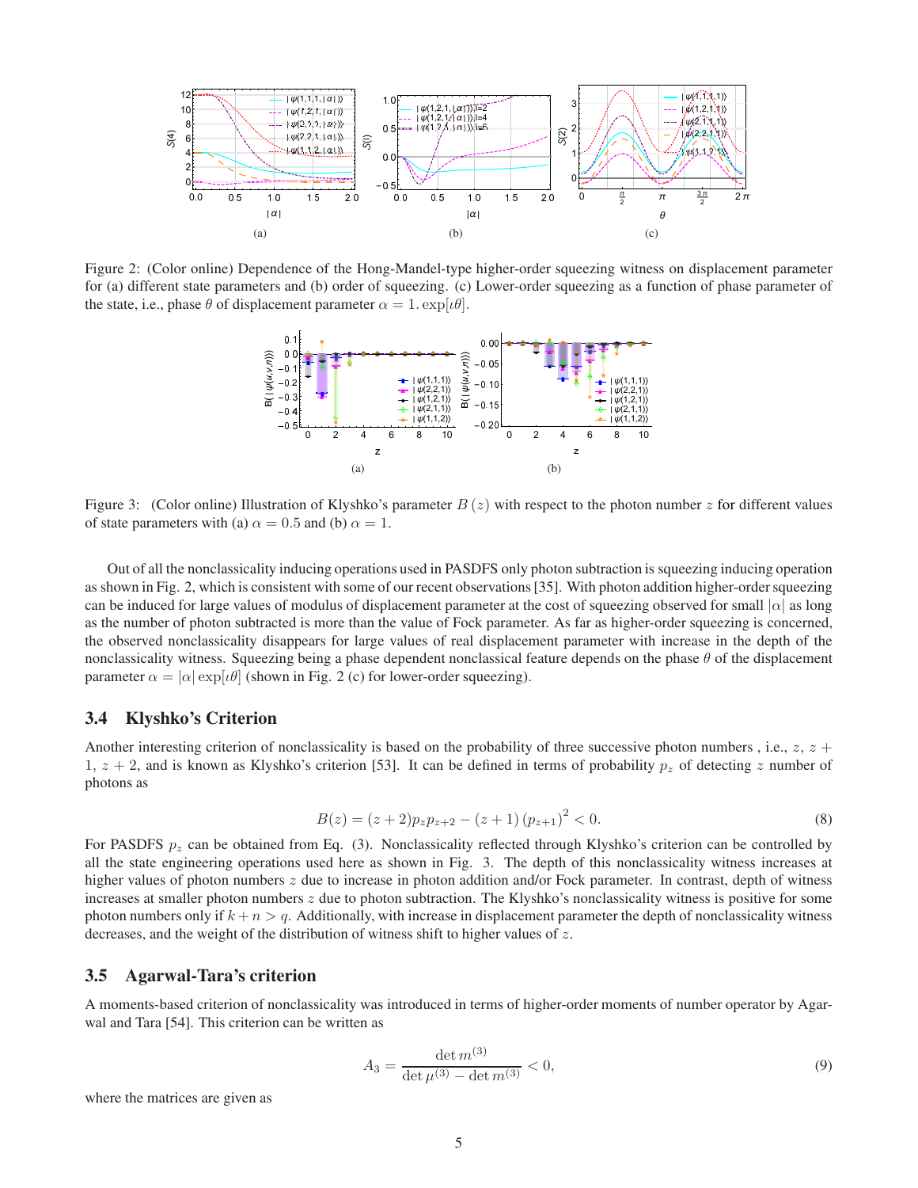Figure 2: (Color online) Dependence of the Hong-Mandel-type higher-order squeezing witness on displacement parameter for (a) different state parameters and (b) order of squeezing. (c) Lower-order squeezing as a function of phase parameter of the state, i.e., phase $\theta$ of displacement parameter $\alpha = 1.\exp[\iota\theta]$.

Figure 3: (Color online) Illustration of Klyshko's parameter $B(z)$ with respect to the photon number $z$ for different values of state parameters with (a) $\alpha = 0.5$ and (b) $\alpha = 1$.

Out of all the nonclassicality inducing operations used in PASDFS only photon subtraction is squeezing inducing operation as shown in Fig. 2, which is consistent with some of our recent observations [35]. With photon addition higher-order squeezing can be induced for large values of modulus of displacement parameter at the cost of squeezing observed for small $|\alpha|$ as long as the number of photon subtracted is more than the value of Fock parameter. As far as higher-order squeezing is concerned, the observed nonclassicality disappears for large values of real displacement parameter with increase in the depth of the nonclassicality witness. Squeezing being a phase dependent nonclassical feature depends on the phase $\theta$ of the displacement parameter $\alpha = |\alpha| \exp[\iota\theta]$ (shown in Fig. 2 (c) for lower-order squeezing).

### 3.4 Klyshko's Criterion

Another interesting criterion of nonclassicality is based on the probability of three successive photon numbers , i.e., $z$, $z+1$, $z+2$, and is known as Klyshko's criterion [53]. It can be defined in terms of probability $p_z$ of detecting $z$ number of photons as

$$B(z) = (z+2)p_z p_{z+2} - (z+1)\left(p_{z+1}\right)^2 < 0. \tag{8}$$

For PASDFS $p_z$ can be obtained from Eq. (3). Nonclassicality reflected through Klyshko's criterion can be controlled by all the state engineering operations used here as shown in Fig. 3. The depth of this nonclassicality witness increases at higher values of photon numbers $z$ due to increase in photon addition and/or Fock parameter. In contrast, depth of witness increases at smaller photon numbers $z$ due to photon subtraction. The Klyshko's nonclassicality witness is positive for some photon numbers only if $k+n > q$. Additionally, with increase in displacement parameter the depth of nonclassicality witness decreases, and the weight of the distribution of witness shift to higher values of $z$.

### 3.5 Agarwal-Tara's criterion

A moments-based criterion of nonclassicality was introduced in terms of higher-order moments of number operator by Agarwal and Tara [54]. This criterion can be written as

$$A_3 = \frac{\det m^{(3)}}{\det \mu^{(3)} - \det m^{(3)}} < 0, \tag{9}$$

where the matrices are given as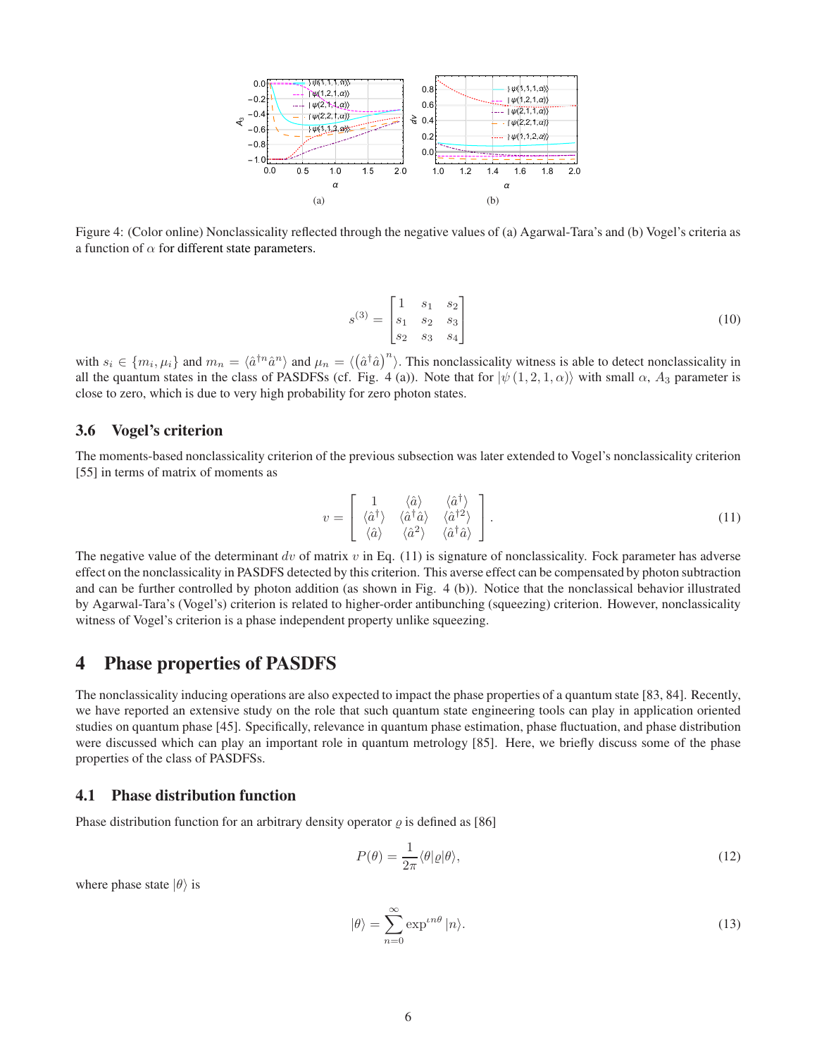Figure 4: (Color online) Nonclassicality reflected through the negative values of (a) Agarwal-Tara's and (b) Vogel's criteria as a function of $\alpha$ for different state parameters.

$$s^{(3)} = \begin{bmatrix} 1 & s_1 & s_2 \\ s_1 & s_2 & s_3 \\ s_2 & s_3 & s_4 \end{bmatrix} \tag{10}$$

with $s_i \in \{m_i, \mu_i\}$ and $m_n = \langle \hat{a}^{\dagger n} \hat{a}^n \rangle$ and $\mu_n = \langle \left(\hat{a}^\dagger \hat{a}\right)^n \rangle$. This nonclassicality witness is able to detect nonclassicality in all the quantum states in the class of PASDFSs (cf. Fig. 4 (a)). Note that for $|\psi(1, 2, 1, \alpha)\rangle$ with small $\alpha$, $A_3$ parameter is close to zero, which is due to very high probability for zero photon states.

### 3.6 Vogel's criterion

The moments-based nonclassicality criterion of the previous subsection was later extended to Vogel's nonclassicality criterion [55] in terms of matrix of moments as

$$v = \left[ \begin{array}{ccc} 1 & \langle \hat{a} \rangle & \langle \hat{a}^\dagger \rangle \\ \langle \hat{a}^\dagger \rangle & \langle \hat{a}^\dagger \hat{a} \rangle & \langle \hat{a}^{\dagger 2} \rangle \\ \langle \hat{a} \rangle & \langle \hat{a}^2 \rangle & \langle \hat{a}^\dagger \hat{a} \rangle \end{array} \right]. \tag{11}$$

The negative value of the determinant $dv$ of matrix $v$ in Eq. (11) is signature of nonclassicality. Fock parameter has adverse effect on the nonclassicality in PASDFS detected by this criterion. This averse effect can be compensated by photon subtraction and can be further controlled by photon addition (as shown in Fig. 4 (b)). Notice that the nonclassical behavior illustrated by Agarwal-Tara's (Vogel's) criterion is related to higher-order antibunching (squeezing) criterion. However, nonclassicality witness of Vogel's criterion is a phase independent property unlike squeezing.

## 4 Phase properties of PASDFS

The nonclassicality inducing operations are also expected to impact the phase properties of a quantum state [83, 84]. Recently, we have reported an extensive study on the role that such quantum state engineering tools can play in application oriented studies on quantum phase [45]. Specifically, relevance in quantum phase estimation, phase fluctuation, and phase distribution were discussed which can play an important role in quantum metrology [85]. Here, we briefly discuss some of the phase properties of the class of PASDFSs.

### 4.1 Phase distribution function

Phase distribution function for an arbitrary density operator $\varrho$ is defined as [86]

$$P(\theta) = \frac{1}{2\pi} \langle \theta | \varrho | \theta \rangle, \tag{12}$$

where phase state $|\theta\rangle$ is

$$|\theta\rangle = \sum_{n=0}^{\infty} \exp^{\iota n\theta} |n\rangle. \tag{13}$$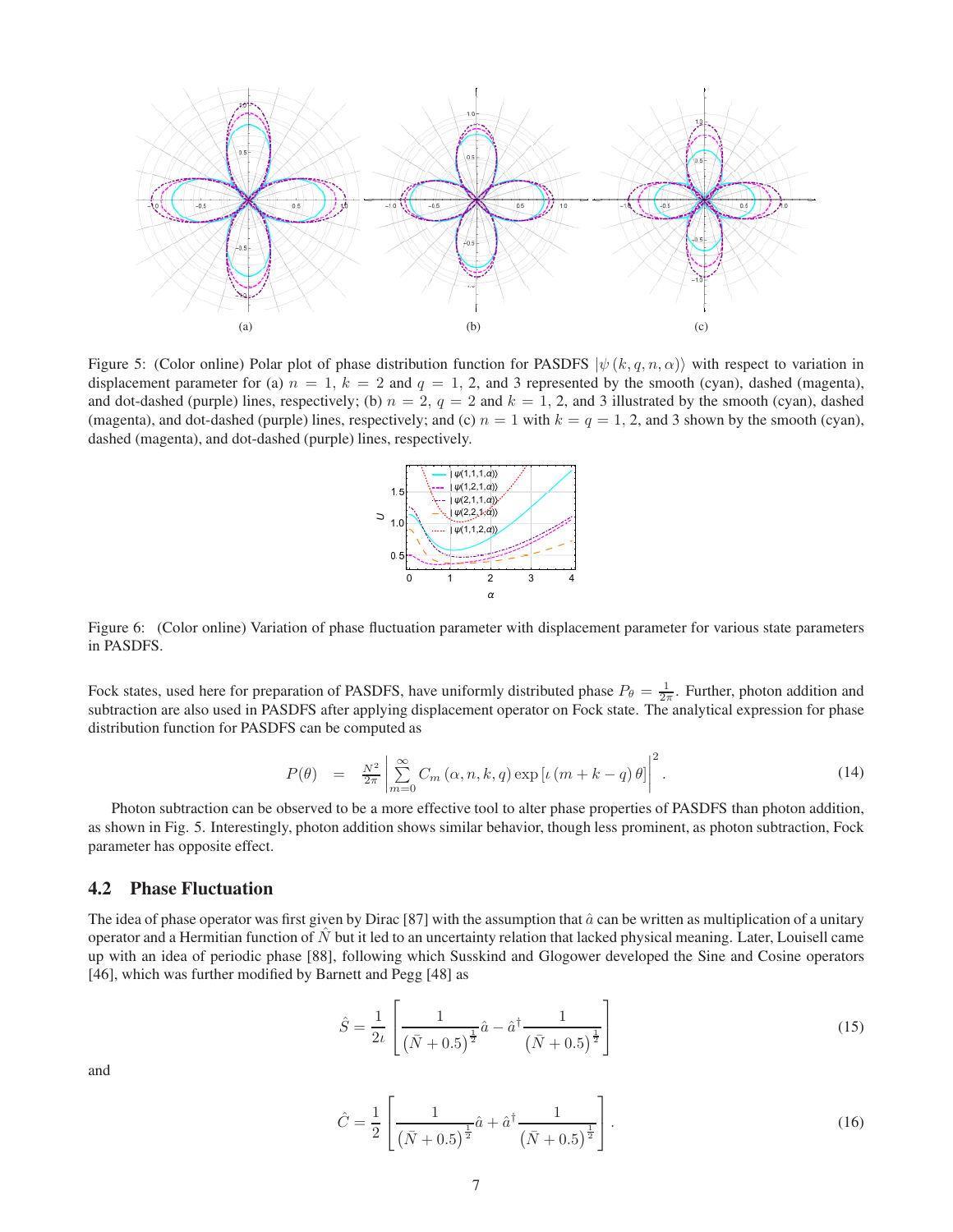Figure 5: (Color online) Polar plot of phase distribution function for PASDFS $|\psi(k, q, n, \alpha)\rangle$ with respect to variation in displacement parameter for (a) $n = 1$, $k = 2$ and $q = 1$, 2, and 3 represented by the smooth (cyan), dashed (magenta), and dot-dashed (purple) lines, respectively; (b) $n = 2$, $q = 2$ and $k = 1$, 2, and 3 illustrated by the smooth (cyan), dashed (magenta), and dot-dashed (purple) lines, respectively; and (c) $n = 1$ with $k = q = 1$, 2, and 3 shown by the smooth (cyan), dashed (magenta), and dot-dashed (purple) lines, respectively.

Figure 6: (Color online) Variation of phase fluctuation parameter with displacement parameter for various state parameters in PASDFS.

Fock states, used here for preparation of PASDFS, have uniformly distributed phase $P_\theta = \frac{1}{2\pi}$. Further, photon addition and subtraction are also used in PASDFS after applying displacement operator on Fock state. The analytical expression for phase distribution function for PASDFS can be computed as

$$P(\theta) = \frac{N^2}{2\pi}\left|\sum_{m=0}^{\infty} C_m(\alpha, n, k, q)\exp\left[\iota(m+k-q)\theta\right]\right|^2. \tag{14}$$

Photon subtraction can be observed to be a more effective tool to alter phase properties of PASDFS than photon addition, as shown in Fig. 5. Interestingly, photon addition shows similar behavior, though less prominent, as photon subtraction, Fock parameter has opposite effect.

## 4.2 Phase Fluctuation

The idea of phase operator was first given by Dirac [87] with the assumption that $\hat{a}$ can be written as multiplication of a unitary operator and a Hermitian function of $\hat{N}$ but it led to an uncertainty relation that lacked physical meaning. Later, Louisell came up with an idea of periodic phase [88], following which Susskind and Glogower developed the Sine and Cosine operators [46], which was further modified by Barnett and Pegg [48] as

$$\hat{S} = \frac{1}{2\iota}\left[\frac{1}{(\bar{N}+0.5)^{\frac{1}{2}}}\hat{a} - \hat{a}^{\dagger}\frac{1}{(\bar{N}+0.5)^{\frac{1}{2}}}\right] \tag{15}$$

and

$$\hat{C} = \frac{1}{2}\left[\frac{1}{(\bar{N}+0.5)^{\frac{1}{2}}}\hat{a} + \hat{a}^{\dagger}\frac{1}{(\bar{N}+0.5)^{\frac{1}{2}}}\right]. \tag{16}$$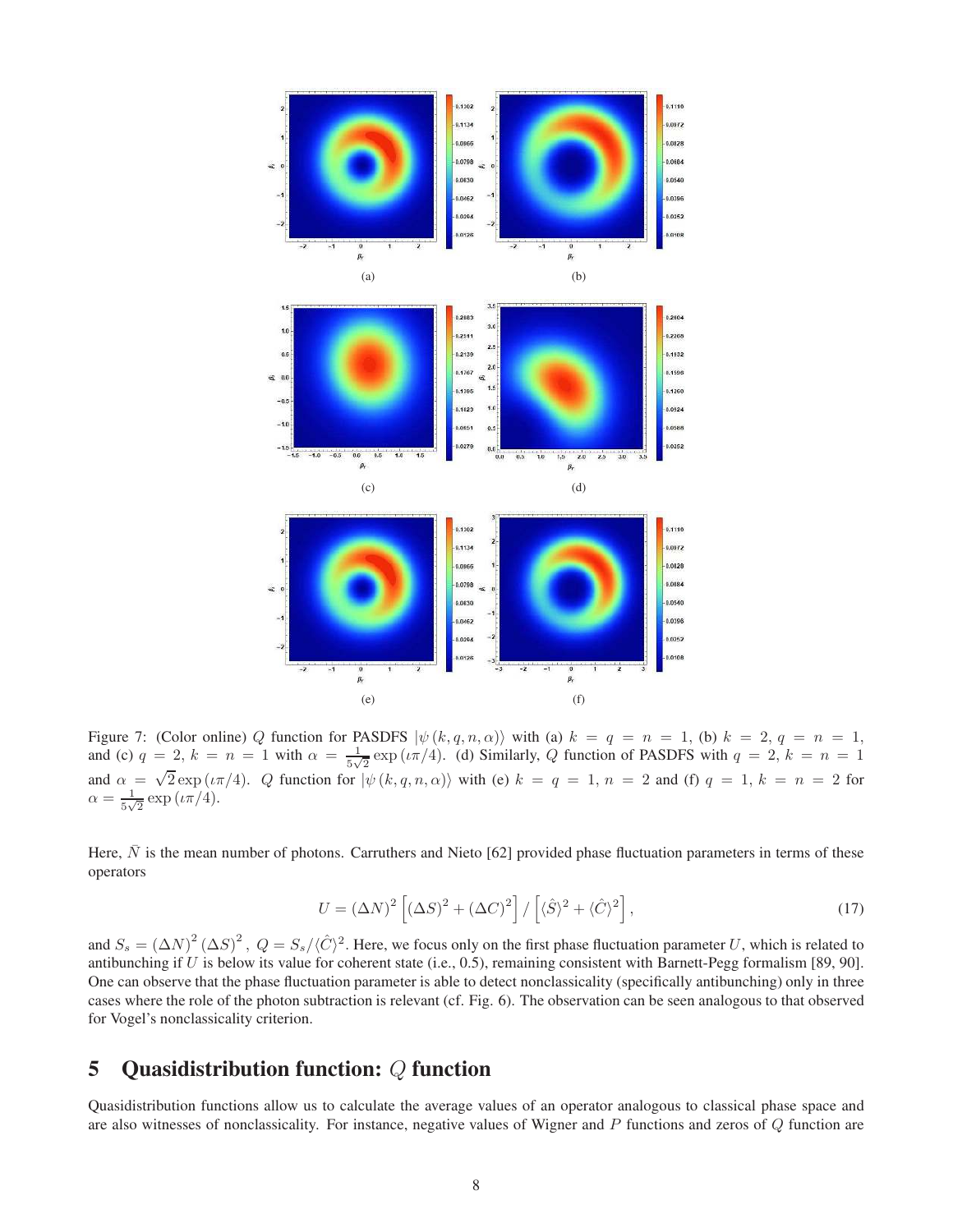Figure 7: (Color online) $Q$ function for PASDFS $|\psi(k, q, n, \alpha)\rangle$ with (a) $k = q = n = 1$, (b) $k = 2, q = n = 1$, and (c) $q = 2, k = n = 1$ with $\alpha = \frac{1}{5\sqrt{2}} \exp(\iota\pi/4)$. (d) Similarly, $Q$ function of PASDFS with $q = 2, k = n = 1$ and $\alpha = \sqrt{2} \exp(\iota\pi/4)$. $Q$ function for $|\psi(k, q, n, \alpha)\rangle$ with (e) $k = q = 1, n = 2$ and (f) $q = 1, k = n = 2$ for $\alpha = \frac{1}{5\sqrt{2}} \exp(\iota\pi/4)$.

Here, $\bar{N}$ is the mean number of photons. Carruthers and Nieto [62] provided phase fluctuation parameters in terms of these operators

$$U = (\Delta N)^2 \left[ (\Delta S)^2 + (\Delta C)^2 \right] / \left[ \langle \hat{S} \rangle^2 + \langle \hat{C} \rangle^2 \right], \tag{17}$$

and $S_s = (\Delta N)^2 (\Delta S)^2$, $Q = S_s / \langle \hat{C} \rangle^2$. Here, we focus only on the first phase fluctuation parameter $U$, which is related to antibunching if $U$ is below its value for coherent state (i.e., 0.5), remaining consistent with Barnett-Pegg formalism [89, 90]. One can observe that the phase fluctuation parameter is able to detect nonclassicality (specifically antibunching) only in three cases where the role of the photon subtraction is relevant (cf. Fig. 6). The observation can be seen analogous to that observed for Vogel's nonclassicality criterion.

## 5 Quasidistribution function: $Q$ function

Quasidistribution functions allow us to calculate the average values of an operator analogous to classical phase space and are also witnesses of nonclassicality. For instance, negative values of Wigner and $P$ functions and zeros of $Q$ function are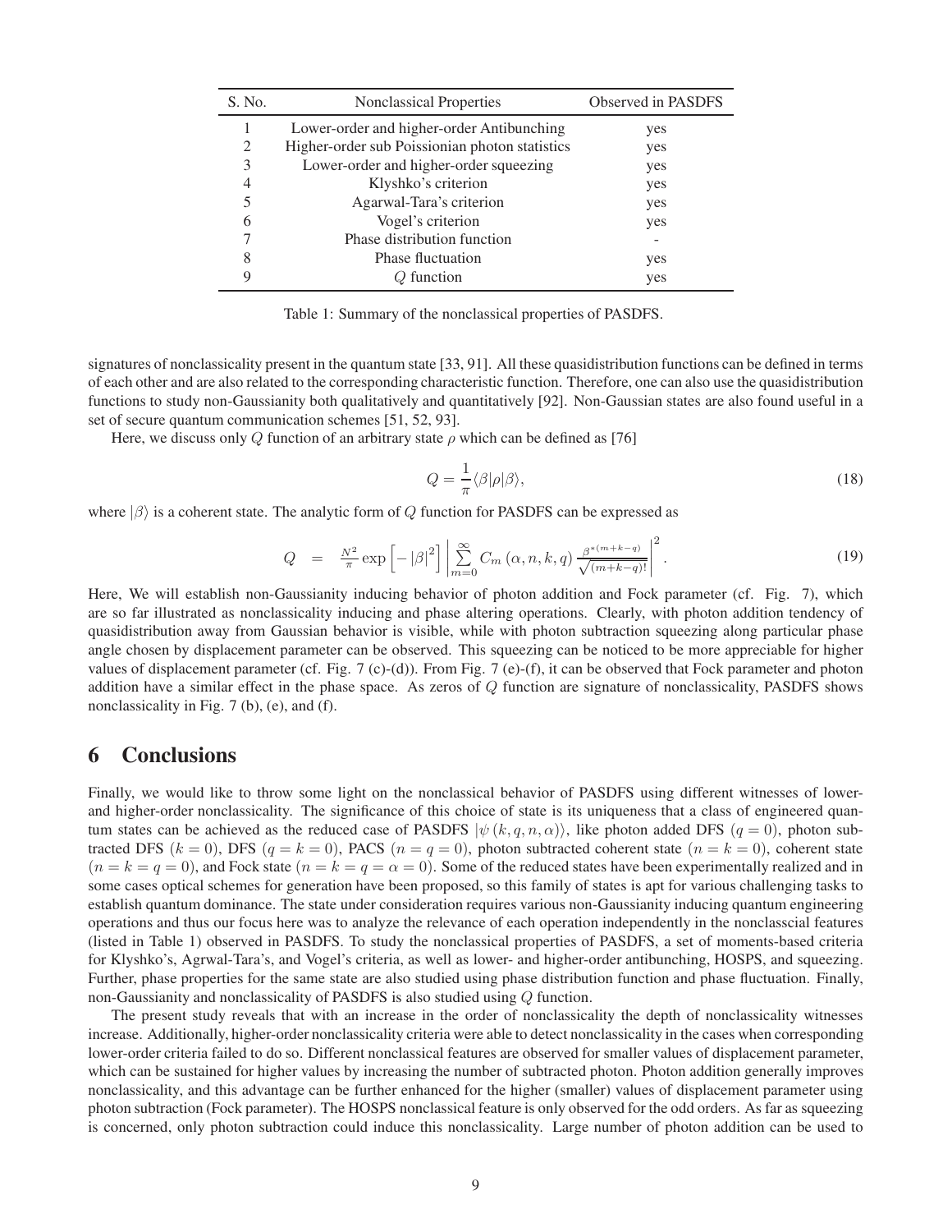| S. No. | Nonclassical Properties | Observed in PASDFS |
|---|---|---|
| 1 | Lower-order and higher-order Antibunching | yes |
| 2 | Higher-order sub Poissionian photon statistics | yes |
| 3 | Lower-order and higher-order squeezing | yes |
| 4 | Klyshko's criterion | yes |
| 5 | Agarwal-Tara's criterion | yes |
| 6 | Vogel's criterion | yes |
| 7 | Phase distribution function | - |
| 8 | Phase fluctuation | yes |
| 9 | $Q$ function | yes |

Table 1: Summary of the nonclassical properties of PASDFS.

signatures of nonclassicality present in the quantum state [33, 91]. All these quasidistribution functions can be defined in terms of each other and are also related to the corresponding characteristic function. Therefore, one can also use the quasidistribution functions to study non-Gaussianity both qualitatively and quantitatively [92]. Non-Gaussian states are also found useful in a set of secure quantum communication schemes [51, 52, 93].

Here, we discuss only $Q$ function of an arbitrary state $\rho$ which can be defined as [76]

$$Q = \frac{1}{\pi}\langle\beta|\rho|\beta\rangle, \tag{18}$$

where $|\beta\rangle$ is a coherent state. The analytic form of $Q$ function for PASDFS can be expressed as

$$Q = \frac{N^2}{\pi}\exp\left[-|\beta|^2\right]\left|\sum_{m=0}^{\infty} C_m\left(\alpha,n,k,q\right)\frac{\beta^{*(m+k-q)}}{\sqrt{(m+k-q)!}}\right|^2. \tag{19}$$

Here, We will establish non-Gaussianity inducing behavior of photon addition and Fock parameter (cf. Fig. 7), which are so far illustrated as nonclassicality inducing and phase altering operations. Clearly, with photon addition tendency of quasidistribution away from Gaussian behavior is visible, while with photon subtraction squeezing along particular phase angle chosen by displacement parameter can be observed. This squeezing can be noticed to be more appreciable for higher values of displacement parameter (cf. Fig. 7 (c)-(d)). From Fig. 7 (e)-(f), it can be observed that Fock parameter and photon addition have a similar effect in the phase space. As zeros of $Q$ function are signature of nonclassicality, PASDFS shows nonclassicality in Fig. 7 (b), (e), and (f).

# 6 Conclusions

Finally, we would like to throw some light on the nonclassical behavior of PASDFS using different witnesses of lower- and higher-order nonclassicality. The significance of this choice of state is its uniqueness that a class of engineered quantum states can be achieved as the reduced case of PASDFS $|\psi\left(k,q,n,\alpha\right)\rangle$, like photon added DFS ($q=0$), photon subtracted DFS ($k=0$), DFS ($q=k=0$), PACS ($n=q=0$), photon subtracted coherent state ($n=k=0$), coherent state ($n=k=q=0$), and Fock state ($n=k=q=\alpha=0$). Some of the reduced states have been experimentally realized and in some cases optical schemes for generation have been proposed, so this family of states is apt for various challenging tasks to establish quantum dominance. The state under consideration requires various non-Gaussianity inducing quantum engineering operations and thus our focus here was to analyze the relevance of each operation independently in the nonclasscial features (listed in Table 1) observed in PASDFS. To study the nonclassical properties of PASDFS, a set of moments-based criteria for Klyshko's, Agrwal-Tara's, and Vogel's criteria, as well as lower- and higher-order antibunching, HOSPS, and squeezing. Further, phase properties for the same state are also studied using phase distribution function and phase fluctuation. Finally, non-Gaussianity and nonclassicality of PASDFS is also studied using $Q$ function.

The present study reveals that with an increase in the order of nonclassicality the depth of nonclassicality witnesses increase. Additionally, higher-order nonclassicality criteria were able to detect nonclassicality in the cases when corresponding lower-order criteria failed to do so. Different nonclassical features are observed for smaller values of displacement parameter, which can be sustained for higher values by increasing the number of subtracted photon. Photon addition generally improves nonclassicality, and this advantage can be further enhanced for the higher (smaller) values of displacement parameter using photon subtraction (Fock parameter). The HOSPS nonclassical feature is only observed for the odd orders. As far as squeezing is concerned, only photon subtraction could induce this nonclassicality. Large number of photon addition can be used to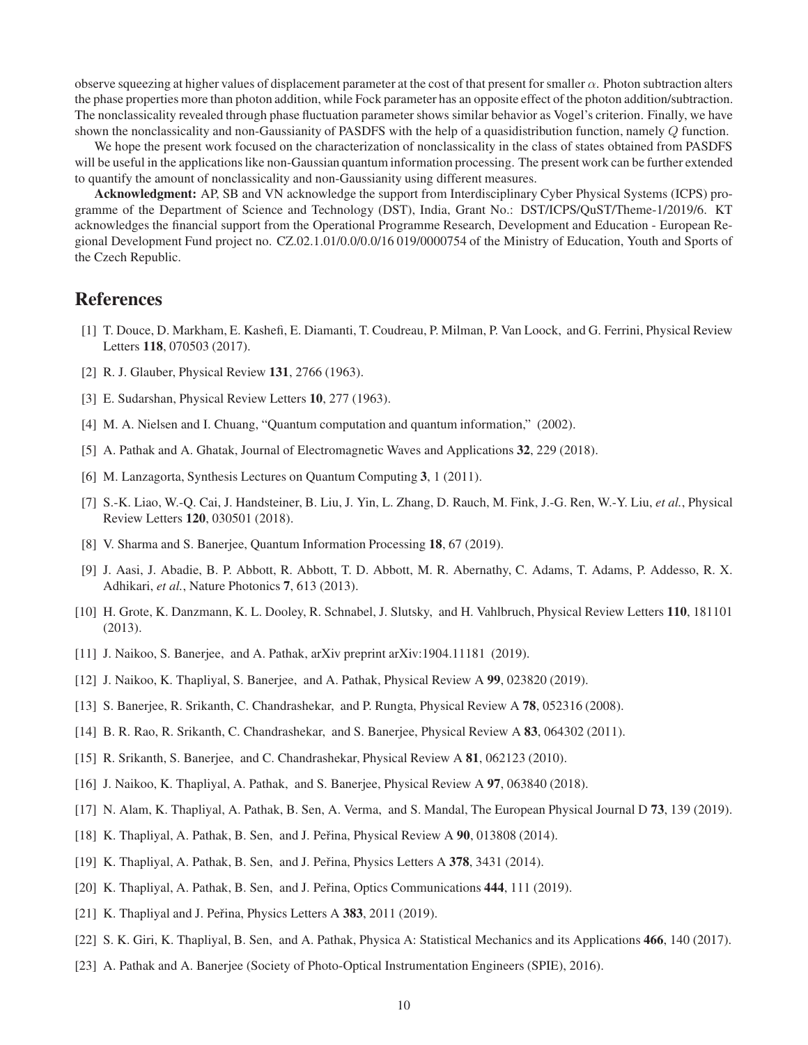observe squeezing at higher values of displacement parameter at the cost of that present for smaller $\alpha$. Photon subtraction alters the phase properties more than photon addition, while Fock parameter has an opposite effect of the photon addition/subtraction. The nonclassicality revealed through phase fluctuation parameter shows similar behavior as Vogel's criterion. Finally, we have shown the nonclassicality and non-Gaussianity of PASDFS with the help of a quasidistribution function, namely $Q$ function.

We hope the present work focused on the characterization of nonclassicality in the class of states obtained from PASDFS will be useful in the applications like non-Gaussian quantum information processing. The present work can be further extended to quantify the amount of nonclassicality and non-Gaussianity using different measures.

**Acknowledgment:** AP, SB and VN acknowledge the support from Interdisciplinary Cyber Physical Systems (ICPS) programme of the Department of Science and Technology (DST), India, Grant No.: DST/ICPS/QuST/Theme-1/2019/6. KT acknowledges the financial support from the Operational Programme Research, Development and Education - European Regional Development Fund project no. CZ.02.1.01/0.0/0.0/16 019/0000754 of the Ministry of Education, Youth and Sports of the Czech Republic.

# References

[1] T. Douce, D. Markham, E. Kashefi, E. Diamanti, T. Coudreau, P. Milman, P. Van Loock, and G. Ferrini, Physical Review Letters **118**, 070503 (2017).

[2] R. J. Glauber, Physical Review **131**, 2766 (1963).

[3] E. Sudarshan, Physical Review Letters **10**, 277 (1963).

[4] M. A. Nielsen and I. Chuang, "Quantum computation and quantum information," (2002).

[5] A. Pathak and A. Ghatak, Journal of Electromagnetic Waves and Applications **32**, 229 (2018).

[6] M. Lanzagorta, Synthesis Lectures on Quantum Computing **3**, 1 (2011).

[7] S.-K. Liao, W.-Q. Cai, J. Handsteiner, B. Liu, J. Yin, L. Zhang, D. Rauch, M. Fink, J.-G. Ren, W.-Y. Liu, *et al.*, Physical Review Letters **120**, 030501 (2018).

[8] V. Sharma and S. Banerjee, Quantum Information Processing **18**, 67 (2019).

[9] J. Aasi, J. Abadie, B. P. Abbott, R. Abbott, T. D. Abbott, M. R. Abernathy, C. Adams, T. Adams, P. Addesso, R. X. Adhikari, *et al.*, Nature Photonics **7**, 613 (2013).

[10] H. Grote, K. Danzmann, K. L. Dooley, R. Schnabel, J. Slutsky, and H. Vahlbruch, Physical Review Letters **110**, 181101 (2013).

[11] J. Naikoo, S. Banerjee, and A. Pathak, arXiv preprint arXiv:1904.11181 (2019).

[12] J. Naikoo, K. Thapliyal, S. Banerjee, and A. Pathak, Physical Review A **99**, 023820 (2019).

[13] S. Banerjee, R. Srikanth, C. Chandrashekar, and P. Rungta, Physical Review A **78**, 052316 (2008).

[14] B. R. Rao, R. Srikanth, C. Chandrashekar, and S. Banerjee, Physical Review A **83**, 064302 (2011).

[15] R. Srikanth, S. Banerjee, and C. Chandrashekar, Physical Review A **81**, 062123 (2010).

[16] J. Naikoo, K. Thapliyal, A. Pathak, and S. Banerjee, Physical Review A **97**, 063840 (2018).

[17] N. Alam, K. Thapliyal, A. Pathak, B. Sen, A. Verma, and S. Mandal, The European Physical Journal D **73**, 139 (2019).

[18] K. Thapliyal, A. Pathak, B. Sen, and J. Peřina, Physical Review A **90**, 013808 (2014).

[19] K. Thapliyal, A. Pathak, B. Sen, and J. Peřina, Physics Letters A **378**, 3431 (2014).

[20] K. Thapliyal, A. Pathak, B. Sen, and J. Peřina, Optics Communications **444**, 111 (2019).

[21] K. Thapliyal and J. Peřina, Physics Letters A **383**, 2011 (2019).

[22] S. K. Giri, K. Thapliyal, B. Sen, and A. Pathak, Physica A: Statistical Mechanics and its Applications **466**, 140 (2017).

[23] A. Pathak and A. Banerjee (Society of Photo-Optical Instrumentation Engineers (SPIE), 2016).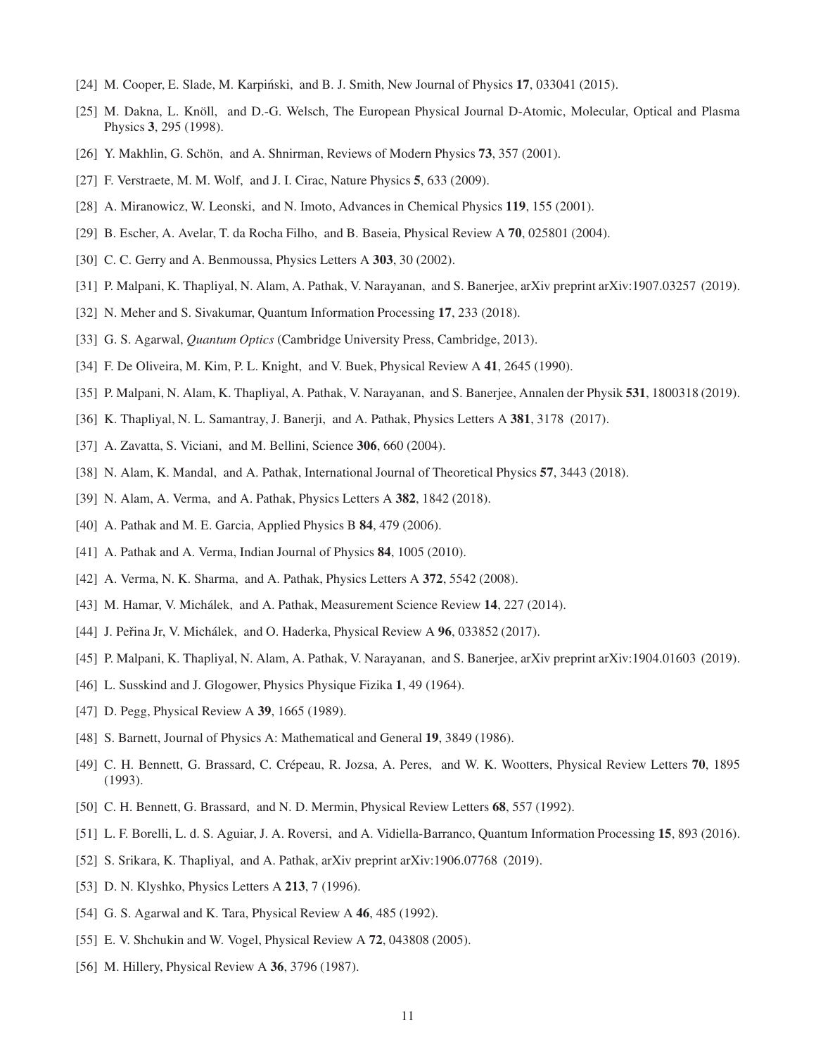[24] M. Cooper, E. Slade, M. Karpiński, and B. J. Smith, New Journal of Physics **17**, 033041 (2015).

[25] M. Dakna, L. Knöll, and D.-G. Welsch, The European Physical Journal D-Atomic, Molecular, Optical and Plasma Physics **3**, 295 (1998).

[26] Y. Makhlin, G. Schön, and A. Shnirman, Reviews of Modern Physics **73**, 357 (2001).

[27] F. Verstraete, M. M. Wolf, and J. I. Cirac, Nature Physics **5**, 633 (2009).

[28] A. Miranowicz, W. Leonski, and N. Imoto, Advances in Chemical Physics **119**, 155 (2001).

[29] B. Escher, A. Avelar, T. da Rocha Filho, and B. Baseia, Physical Review A **70**, 025801 (2004).

[30] C. C. Gerry and A. Benmoussa, Physics Letters A **303**, 30 (2002).

[31] P. Malpani, K. Thapliyal, N. Alam, A. Pathak, V. Narayanan, and S. Banerjee, arXiv preprint arXiv:1907.03257 (2019).

[32] N. Meher and S. Sivakumar, Quantum Information Processing **17**, 233 (2018).

[33] G. S. Agarwal, *Quantum Optics* (Cambridge University Press, Cambridge, 2013).

[34] F. De Oliveira, M. Kim, P. L. Knight, and V. Buek, Physical Review A **41**, 2645 (1990).

[35] P. Malpani, N. Alam, K. Thapliyal, A. Pathak, V. Narayanan, and S. Banerjee, Annalen der Physik **531**, 1800318 (2019).

[36] K. Thapliyal, N. L. Samantray, J. Banerji, and A. Pathak, Physics Letters A **381**, 3178 (2017).

[37] A. Zavatta, S. Viciani, and M. Bellini, Science **306**, 660 (2004).

[38] N. Alam, K. Mandal, and A. Pathak, International Journal of Theoretical Physics **57**, 3443 (2018).

[39] N. Alam, A. Verma, and A. Pathak, Physics Letters A **382**, 1842 (2018).

[40] A. Pathak and M. E. Garcia, Applied Physics B **84**, 479 (2006).

[41] A. Pathak and A. Verma, Indian Journal of Physics **84**, 1005 (2010).

[42] A. Verma, N. K. Sharma, and A. Pathak, Physics Letters A **372**, 5542 (2008).

[43] M. Hamar, V. Michálek, and A. Pathak, Measurement Science Review **14**, 227 (2014).

[44] J. Peřina Jr, V. Michálek, and O. Haderka, Physical Review A **96**, 033852 (2017).

[45] P. Malpani, K. Thapliyal, N. Alam, A. Pathak, V. Narayanan, and S. Banerjee, arXiv preprint arXiv:1904.01603 (2019).

[46] L. Susskind and J. Glogower, Physics Physique Fizika **1**, 49 (1964).

[47] D. Pegg, Physical Review A **39**, 1665 (1989).

[48] S. Barnett, Journal of Physics A: Mathematical and General **19**, 3849 (1986).

[49] C. H. Bennett, G. Brassard, C. Crépeau, R. Jozsa, A. Peres, and W. K. Wootters, Physical Review Letters **70**, 1895 (1993).

[50] C. H. Bennett, G. Brassard, and N. D. Mermin, Physical Review Letters **68**, 557 (1992).

[51] L. F. Borelli, L. d. S. Aguiar, J. A. Roversi, and A. Vidiella-Barranco, Quantum Information Processing **15**, 893 (2016).

[52] S. Srikara, K. Thapliyal, and A. Pathak, arXiv preprint arXiv:1906.07768 (2019).

[53] D. N. Klyshko, Physics Letters A **213**, 7 (1996).

[54] G. S. Agarwal and K. Tara, Physical Review A **46**, 485 (1992).

[55] E. V. Shchukin and W. Vogel, Physical Review A **72**, 043808 (2005).

[56] M. Hillery, Physical Review A **36**, 3796 (1987).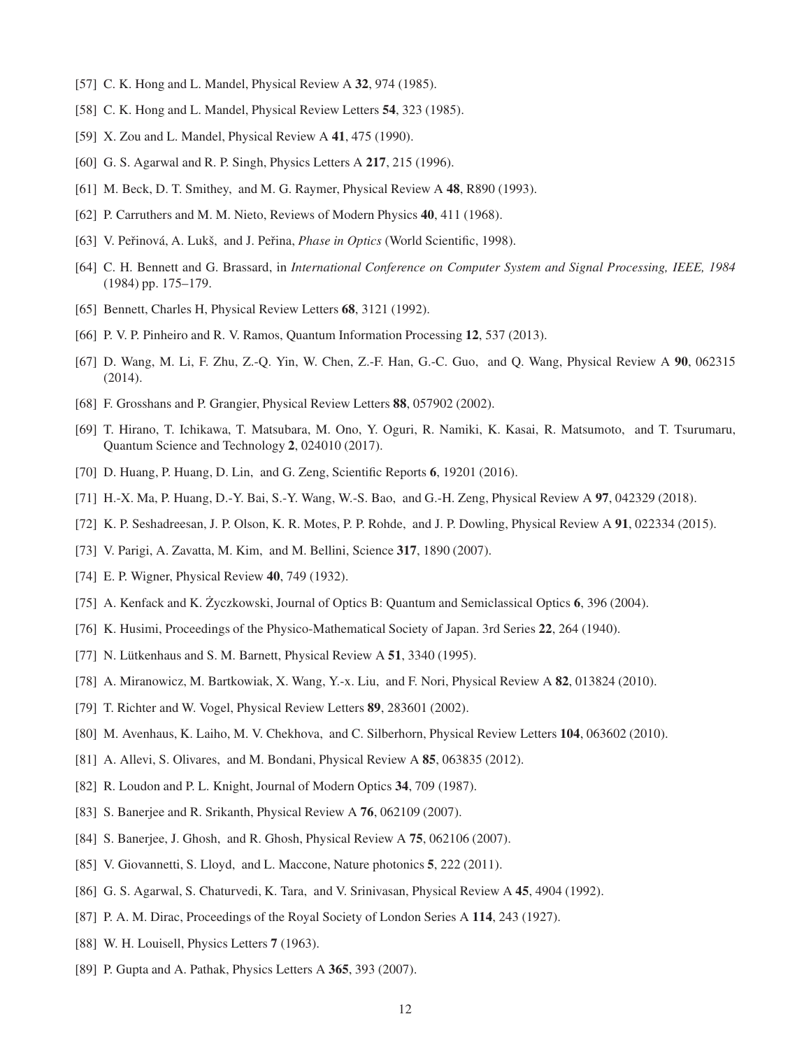[57] C. K. Hong and L. Mandel, Physical Review A **32**, 974 (1985).

[58] C. K. Hong and L. Mandel, Physical Review Letters **54**, 323 (1985).

[59] X. Zou and L. Mandel, Physical Review A **41**, 475 (1990).

[60] G. S. Agarwal and R. P. Singh, Physics Letters A **217**, 215 (1996).

[61] M. Beck, D. T. Smithey, and M. G. Raymer, Physical Review A **48**, R890 (1993).

[62] P. Carruthers and M. M. Nieto, Reviews of Modern Physics **40**, 411 (1968).

[63] V. Peřinová, A. Lukš, and J. Peřina, *Phase in Optics* (World Scientific, 1998).

[64] C. H. Bennett and G. Brassard, in *International Conference on Computer System and Signal Processing, IEEE, 1984* (1984) pp. 175–179.

[65] Bennett, Charles H, Physical Review Letters **68**, 3121 (1992).

[66] P. V. P. Pinheiro and R. V. Ramos, Quantum Information Processing **12**, 537 (2013).

[67] D. Wang, M. Li, F. Zhu, Z.-Q. Yin, W. Chen, Z.-F. Han, G.-C. Guo, and Q. Wang, Physical Review A **90**, 062315 (2014).

[68] F. Grosshans and P. Grangier, Physical Review Letters **88**, 057902 (2002).

[69] T. Hirano, T. Ichikawa, T. Matsubara, M. Ono, Y. Oguri, R. Namiki, K. Kasai, R. Matsumoto, and T. Tsurumaru, Quantum Science and Technology **2**, 024010 (2017).

[70] D. Huang, P. Huang, D. Lin, and G. Zeng, Scientific Reports **6**, 19201 (2016).

[71] H.-X. Ma, P. Huang, D.-Y. Bai, S.-Y. Wang, W.-S. Bao, and G.-H. Zeng, Physical Review A **97**, 042329 (2018).

[72] K. P. Seshadreesan, J. P. Olson, K. R. Motes, P. P. Rohde, and J. P. Dowling, Physical Review A **91**, 022334 (2015).

[73] V. Parigi, A. Zavatta, M. Kim, and M. Bellini, Science **317**, 1890 (2007).

[74] E. P. Wigner, Physical Review **40**, 749 (1932).

[75] A. Kenfack and K. Życzkowski, Journal of Optics B: Quantum and Semiclassical Optics **6**, 396 (2004).

[76] K. Husimi, Proceedings of the Physico-Mathematical Society of Japan. 3rd Series **22**, 264 (1940).

[77] N. Lütkenhaus and S. M. Barnett, Physical Review A **51**, 3340 (1995).

[78] A. Miranowicz, M. Bartkowiak, X. Wang, Y.-x. Liu, and F. Nori, Physical Review A **82**, 013824 (2010).

[79] T. Richter and W. Vogel, Physical Review Letters **89**, 283601 (2002).

[80] M. Avenhaus, K. Laiho, M. V. Chekhova, and C. Silberhorn, Physical Review Letters **104**, 063602 (2010).

[81] A. Allevi, S. Olivares, and M. Bondani, Physical Review A **85**, 063835 (2012).

[82] R. Loudon and P. L. Knight, Journal of Modern Optics **34**, 709 (1987).

[83] S. Banerjee and R. Srikanth, Physical Review A **76**, 062109 (2007).

[84] S. Banerjee, J. Ghosh, and R. Ghosh, Physical Review A **75**, 062106 (2007).

[85] V. Giovannetti, S. Lloyd, and L. Maccone, Nature photonics **5**, 222 (2011).

[86] G. S. Agarwal, S. Chaturvedi, K. Tara, and V. Srinivasan, Physical Review A **45**, 4904 (1992).

[87] P. A. M. Dirac, Proceedings of the Royal Society of London Series A **114**, 243 (1927).

[88] W. H. Louisell, Physics Letters **7** (1963).

[89] P. Gupta and A. Pathak, Physics Letters A **365**, 393 (2007).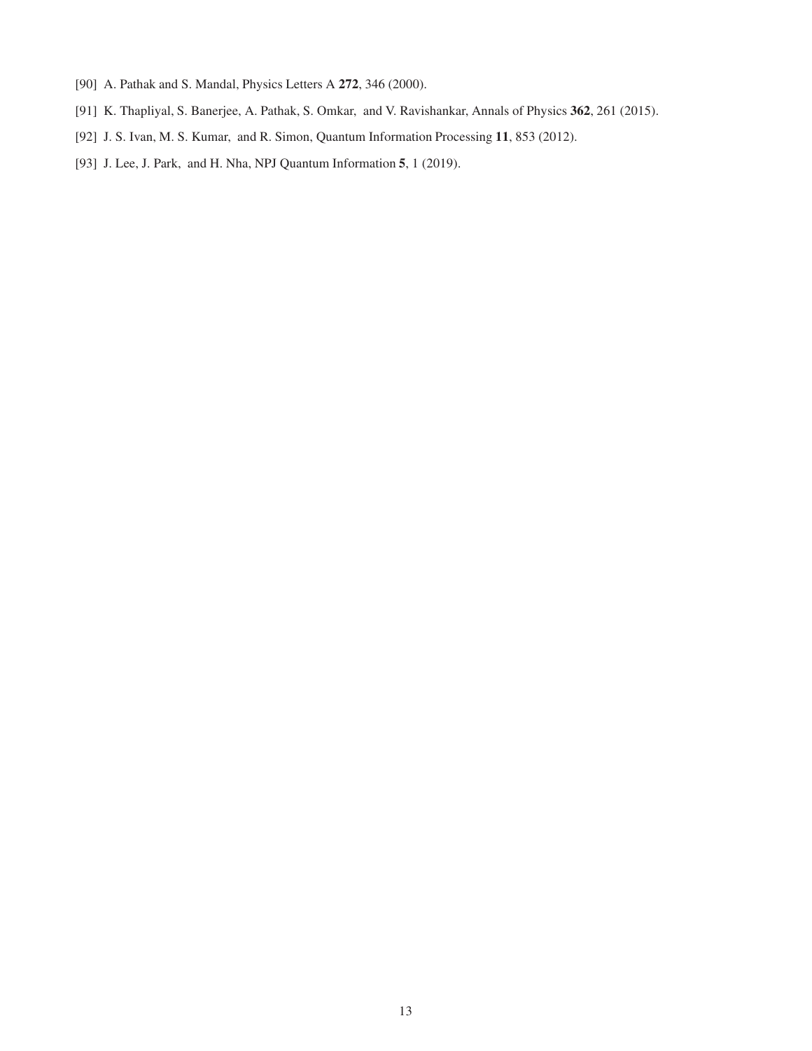[90] A. Pathak and S. Mandal, Physics Letters A **272**, 346 (2000).

[91] K. Thapliyal, S. Banerjee, A. Pathak, S. Omkar, and V. Ravishankar, Annals of Physics **362**, 261 (2015).

[92] J. S. Ivan, M. S. Kumar, and R. Simon, Quantum Information Processing **11**, 853 (2012).

[93] J. Lee, J. Park, and H. Nha, NPJ Quantum Information **5**, 1 (2019).